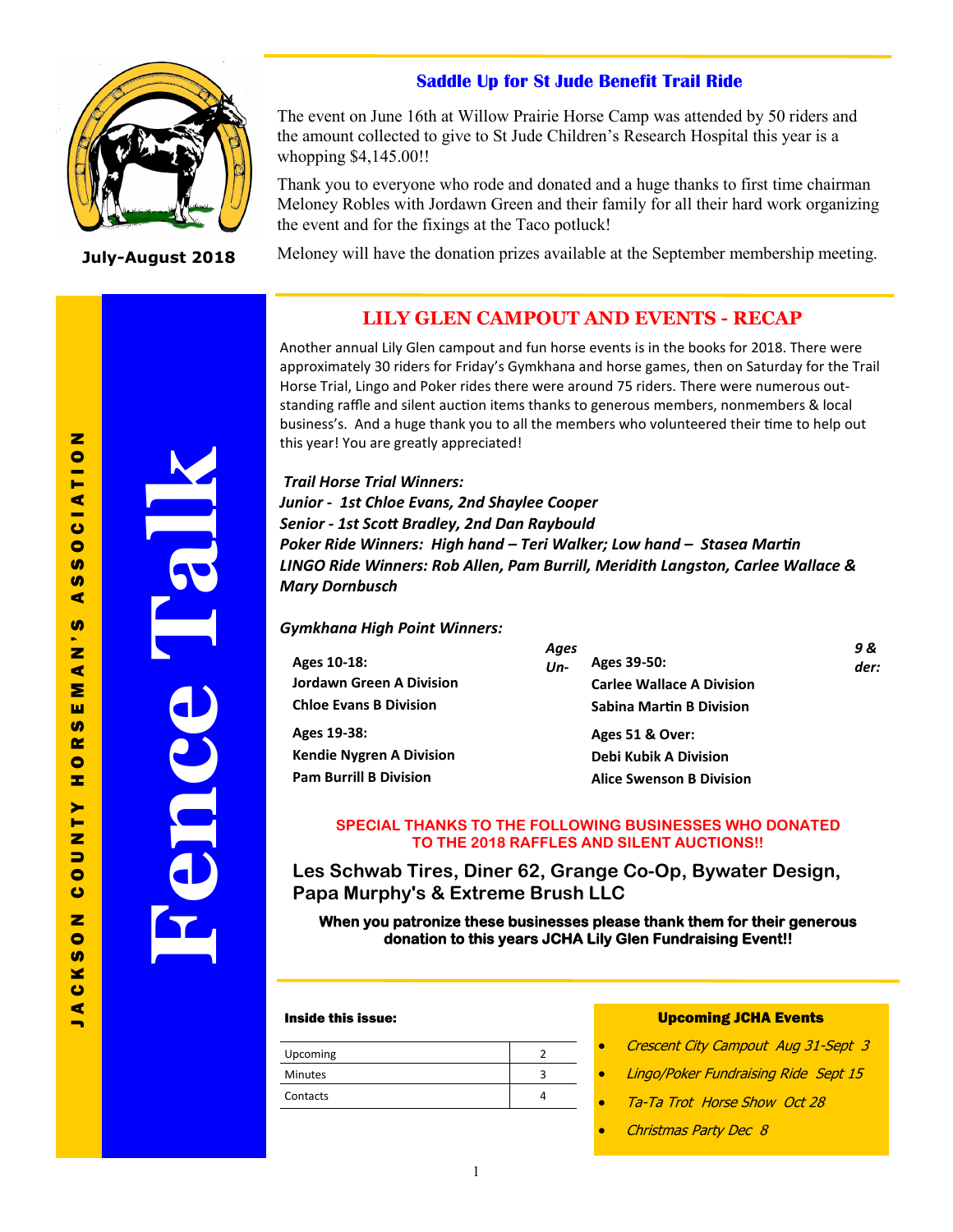# Fence Talk

JACKSON COUNTY HORSEMAN'S ASSOCIATION

**July-August 2018**

## Saddle Up for St Jude Benefit Trail Ride

The event on June 16th at Willow Prairie Horse Camp was attended by 50 riders and the amount collected to give to St Jude Children's Research Hospital this year is a whopping $4,145.00!!

Thank you to everyone who rode and donated and a huge thanks to first time chairman Meloney Robles with Jordawn Green and their family for all their hard work organizing the event and for the fixings at the Taco potluck!

Meloney will have the donation prizes available at the September membership meeting.

## LILY GLEN CAMPOUT AND EVENTS - RECAP

Another annual Lily Glen campout and fun horse events is in the books for 2018. There were approximately 30 riders for Friday's Gymkhana and horse games, then on Saturday for the Trail Horse Trial, Lingo and Poker rides there were around 75 riders. There were numerous outstanding raffle and silent auction items thanks to generous members, nonmembers & local business's. And a huge thank you to all the members who volunteered their time to help out this year! You are greatly appreciated!

***Trail Horse Trial Winners:***
***Junior - 1st Chloe Evans, 2nd Shaylee Cooper***
***Senior - 1st Scott Bradley, 2nd Dan Raybould***
***Poker Ride Winners: High hand – Teri Walker; Low hand – Stasea Martin***
***LINGO Ride Winners: Rob Allen, Pam Burrill, Meridith Langston, Carlee Wallace & Mary Dornbusch***

***Gymkhana High Point Winners:***

***Ages 9 & Under:***

**Ages 10-18:**
**Jordawn Green A Division**
**Chloe Evans B Division**

**Ages 19-38:**
**Kendie Nygren A Division**
**Pam Burrill B Division**

**Ages 39-50:**
**Carlee Wallace A Division**
**Sabina Martin B Division**

**Ages 51 & Over:**
**Debi Kubik A Division**
**Alice Swenson B Division**

**SPECIAL THANKS TO THE FOLLOWING BUSINESSES WHO DONATED TO THE 2018 RAFFLES AND SILENT AUCTIONS!!**

**Les Schwab Tires, Diner 62, Grange Co-Op, Bywater Design, Papa Murphy's & Extreme Brush LLC**

**When you patronize these businesses please thank them for their generous donation to this years JCHA Lily Glen Fundraising Event!!**

**Inside this issue:**

| | |
|---|---|
| Upcoming | 2 |
| Minutes | 3 |
| Contacts | 4 |

**Upcoming JCHA Events**

- *Crescent City Campout Aug 31-Sept 3*
- *Lingo/Poker Fundraising Ride Sept 15*
- *Ta-Ta Trot Horse Show Oct 28*
- *Christmas Party Dec 8*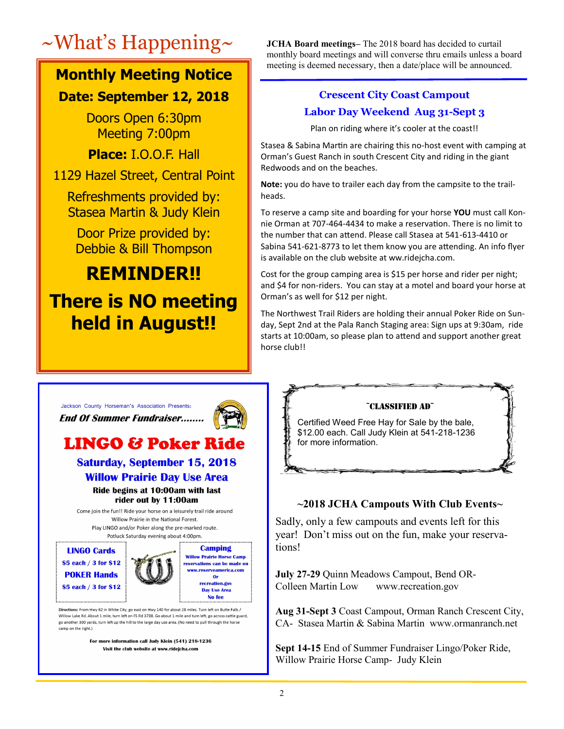# ~What's Happening~

## Monthly Meeting Notice

**Date: September 12, 2018**

Doors Open 6:30pm
Meeting 7:00pm

**Place:** I.O.O.F. Hall

1129 Hazel Street, Central Point

Refreshments provided by:
Stasea Martin & Judy Klein

Door Prize provided by:
Debbie & Bill Thompson

**REMINDER!!**

**There is NO meeting held in August!!**

**JCHA Board meetings**– The 2018 board has decided to curtail monthly board meetings and will converse thru emails unless a board meeting is deemed necessary, then a date/place will be announced.

## Crescent City Coast Campout

### Labor Day Weekend Aug 31-Sept 3

Plan on riding where it's cooler at the coast!!

Stasea & Sabina Martin are chairing this no-host event with camping at Orman's Guest Ranch in south Crescent City and riding in the giant Redwoods and on the beaches.

**Note:** you do have to trailer each day from the campsite to the trail-heads.

To reserve a camp site and boarding for your horse **YOU** must call Konnie Orman at 707-464-4434 to make a reservation. There is no limit to the number that can attend. Please call Stasea at 541-613-4410 or Sabina 541-621-8773 to let them know you are attending. An info flyer is available on the club website at ww.ridejcha.com.

Cost for the group camping area is $15 per horse and rider per night; and $4 for non-riders. You can stay at a motel and board your horse at Orman's as well for $12 per night.

The Northwest Trail Riders are holding their annual Poker Ride on Sunday, Sept 2nd at the Pala Ranch Staging area: Sign ups at 9:30am, ride starts at 10:00am, so please plan to attend and support another great horse club!!

Jackson County Horseman's Association Presents:

***End Of Summer Fundraiser........***

## LINGO & Poker Ride

**Saturday, September 15, 2018**

**Willow Prairie Day Use Area**

**Ride begins at 10:00am with last rider out by 11:00am**

Come join the fun!! Ride your horse on a leisurely trail ride around Willow Prairie in the National Forest.
Play LINGO and/or Poker along the pre-marked route.
Potluck Saturday evening about 4:00pm.

**LINGO Cards**
$5 each / 3 for $12

**POKER Hands**
$5 each / 3 for $12

**Camping**
Willow Prairie Horse Camp reservations can be made on www.reserveamerica.com
Or
recreation.gov
Day Use Area
No fee

Directions: From Hwy 62 in White City, go east on Hwy 140 for about 28 miles. Turn left on Butte Falls / Willow Lake Rd. About 1 mile, turn left on FS Rd 3738. Go about 1 mile and turn left, go across cattle guard, go another 300 yards, turn left up the hill to the large day use area. (No need to pull through the horse camp on the right.)

**For more information call Judy Klein (541) 218-1236**
**Visit the club website at www.ridejcha.com**

### ~CLASSIFIED AD~

Certified Weed Free Hay for Sale by the bale, $12.00 each. Call Judy Klein at 541-218-1236 for more information.

## ~2018 JCHA Campouts With Club Events~

Sadly, only a few campouts and events left for this year! Don't miss out on the fun, make your reservations!

**July 27-29** Quinn Meadows Campout, Bend OR- Colleen Martin Low www.recreation.gov

**Aug 31-Sept 3** Coast Campout, Orman Ranch Crescent City, CA- Stasea Martin & Sabina Martin www.ormanranch.net

**Sept 14-15** End of Summer Fundraiser Lingo/Poker Ride, Willow Prairie Horse Camp- Judy Klein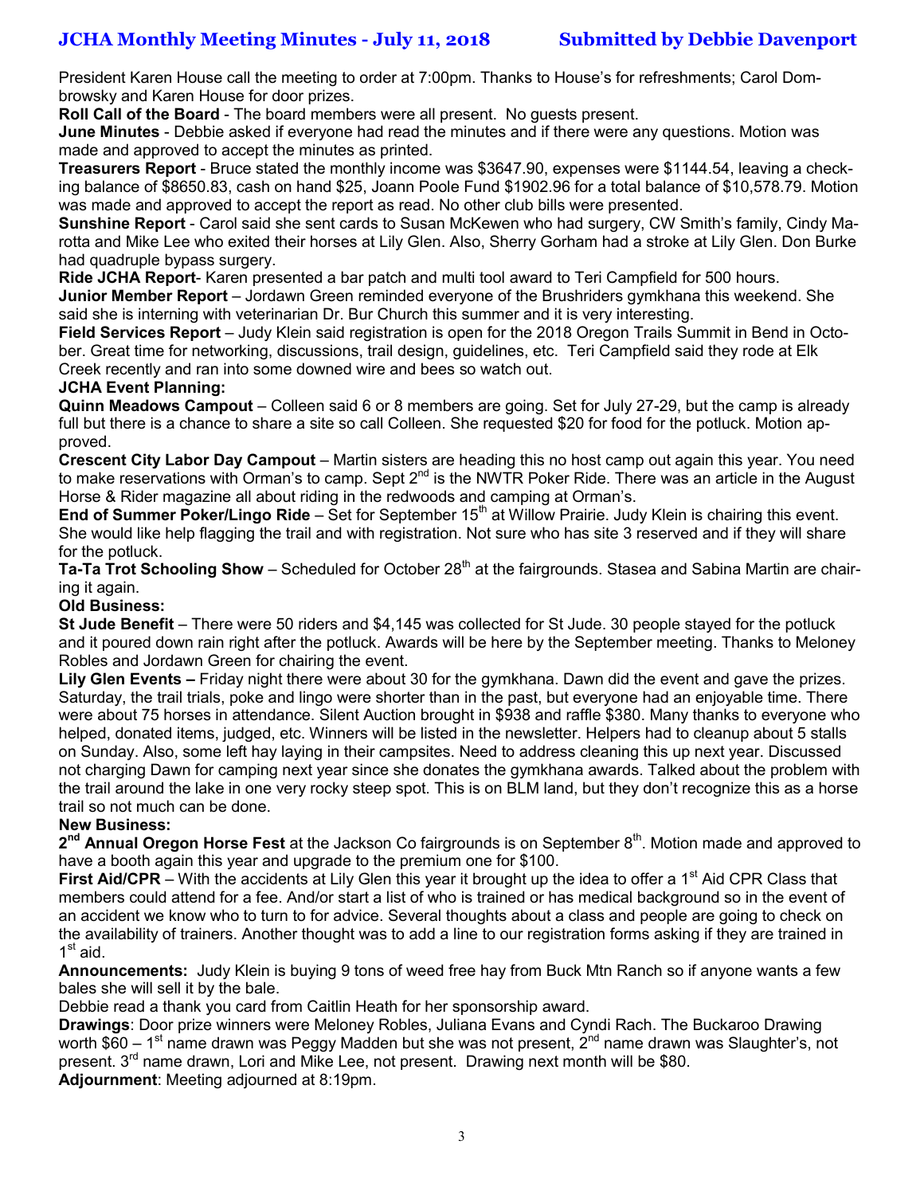# JCHA Monthly Meeting Minutes - July 11, 2018 — Submitted by Debbie Davenport

President Karen House call the meeting to order at 7:00pm. Thanks to House's for refreshments; Carol Dombrowsky and Karen House for door prizes.

**Roll Call of the Board** - The board members were all present. No guests present.

**June Minutes** - Debbie asked if everyone had read the minutes and if there were any questions. Motion was made and approved to accept the minutes as printed.

**Treasurers Report** - Bruce stated the monthly income was $3647.90, expenses were $1144.54, leaving a checking balance of $8650.83, cash on hand $25, Joann Poole Fund $1902.96 for a total balance of $10,578.79. Motion was made and approved to accept the report as read. No other club bills were presented.

**Sunshine Report** - Carol said she sent cards to Susan McKewen who had surgery, CW Smith's family, Cindy Marotta and Mike Lee who exited their horses at Lily Glen. Also, Sherry Gorham had a stroke at Lily Glen. Don Burke had quadruple bypass surgery.

**Ride JCHA Report**- Karen presented a bar patch and multi tool award to Teri Campfield for 500 hours.

**Junior Member Report** – Jordawn Green reminded everyone of the Brushriders gymkhana this weekend. She said she is interning with veterinarian Dr. Bur Church this summer and it is very interesting.

**Field Services Report** – Judy Klein said registration is open for the 2018 Oregon Trails Summit in Bend in October. Great time for networking, discussions, trail design, guidelines, etc. Teri Campfield said they rode at Elk Creek recently and ran into some downed wire and bees so watch out.

**JCHA Event Planning:**

**Quinn Meadows Campout** – Colleen said 6 or 8 members are going. Set for July 27-29, but the camp is already full but there is a chance to share a site so call Colleen. She requested $20 for food for the potluck. Motion approved.

**Crescent City Labor Day Campout** – Martin sisters are heading this no host camp out again this year. You need to make reservations with Orman's to camp. Sept 2nd is the NWTR Poker Ride. There was an article in the August Horse & Rider magazine all about riding in the redwoods and camping at Orman's.

**End of Summer Poker/Lingo Ride** – Set for September 15th at Willow Prairie. Judy Klein is chairing this event. She would like help flagging the trail and with registration. Not sure who has site 3 reserved and if they will share for the potluck.

**Ta-Ta Trot Schooling Show** – Scheduled for October 28th at the fairgrounds. Stasea and Sabina Martin are chairing it again.

**Old Business:**

**St Jude Benefit** – There were 50 riders and $4,145 was collected for St Jude. 30 people stayed for the potluck and it poured down rain right after the potluck. Awards will be here by the September meeting. Thanks to Meloney Robles and Jordawn Green for chairing the event.

**Lily Glen Events –** Friday night there were about 30 for the gymkhana. Dawn did the event and gave the prizes. Saturday, the trail trials, poke and lingo were shorter than in the past, but everyone had an enjoyable time. There were about 75 horses in attendance. Silent Auction brought in $938 and raffle $380. Many thanks to everyone who helped, donated items, judged, etc. Winners will be listed in the newsletter. Helpers had to cleanup about 5 stalls on Sunday. Also, some left hay laying in their campsites. Need to address cleaning this up next year. Discussed not charging Dawn for camping next year since she donates the gymkhana awards. Talked about the problem with the trail around the lake in one very rocky steep spot. This is on BLM land, but they don't recognize this as a horse trail so not much can be done.

**New Business:**

**2nd Annual Oregon Horse Fest** at the Jackson Co fairgrounds is on September 8th. Motion made and approved to have a booth again this year and upgrade to the premium one for $100.

**First Aid/CPR** – With the accidents at Lily Glen this year it brought up the idea to offer a 1st Aid CPR Class that members could attend for a fee. And/or start a list of who is trained or has medical background so in the event of an accident we know who to turn to for advice. Several thoughts about a class and people are going to check on the availability of trainers. Another thought was to add a line to our registration forms asking if they are trained in 1st aid.

**Announcements:** Judy Klein is buying 9 tons of weed free hay from Buck Mtn Ranch so if anyone wants a few bales she will sell it by the bale.

Debbie read a thank you card from Caitlin Heath for her sponsorship award.

**Drawings**: Door prize winners were Meloney Robles, Juliana Evans and Cyndi Rach. The Buckaroo Drawing worth $60 – 1st name drawn was Peggy Madden but she was not present, 2nd name drawn was Slaughter's, not present. 3rd name drawn, Lori and Mike Lee, not present. Drawing next month will be $80.

**Adjournment**: Meeting adjourned at 8:19pm.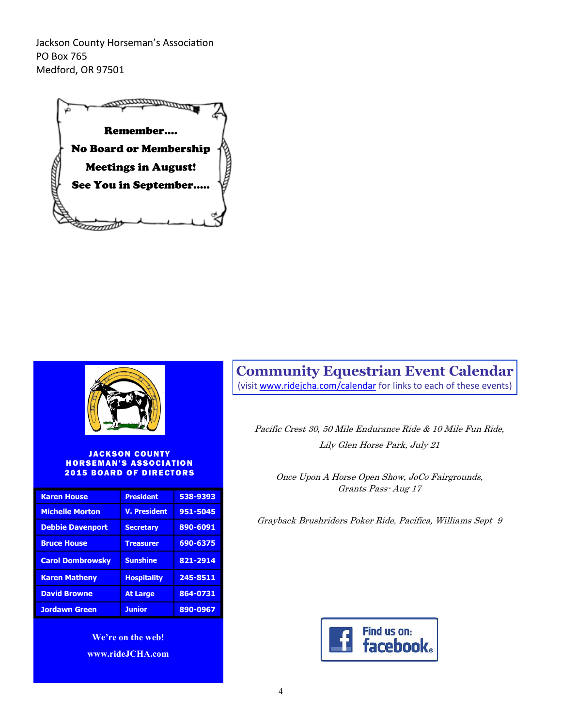Jackson County Horseman's Association
PO Box 765
Medford, OR 97501

**Remember….**
**No Board or Membership Meetings in August!**
**See You in September…..**

**JACKSON COUNTY HORSEMAN'S ASSOCIATION 2015 BOARD OF DIRECTORS**

| | | |
|---|---|---|
| Karen House | President | 538-9393 |
| Michelle Morton | V. President | 951-5045 |
| Debbie Davenport | Secretary | 890-6091 |
| Bruce House | Treasurer | 690-6375 |
| Carol Dombrowsky | Sunshine | 821-2914 |
| Karen Matheny | Hospitality | 245-8511 |
| David Browne | At Large | 864-0731 |
| Jordawn Green | Junior | 890-0967 |

**We're on the web!**
**www.rideJCHA.com**

## Community Equestrian Event Calendar

(visit www.ridejcha.com/calendar for links to each of these events)

*Pacific Crest 30, 50 Mile Endurance Ride & 10 Mile Fun Ride, Lily Glen Horse Park, July 21*

*Once Upon A Horse Open Show, JoCo Fairgrounds, Grants Pass- Aug 17*

*Grayback Brushriders Poker Ride, Pacifica, Williams Sept 9*

Find us on: facebook